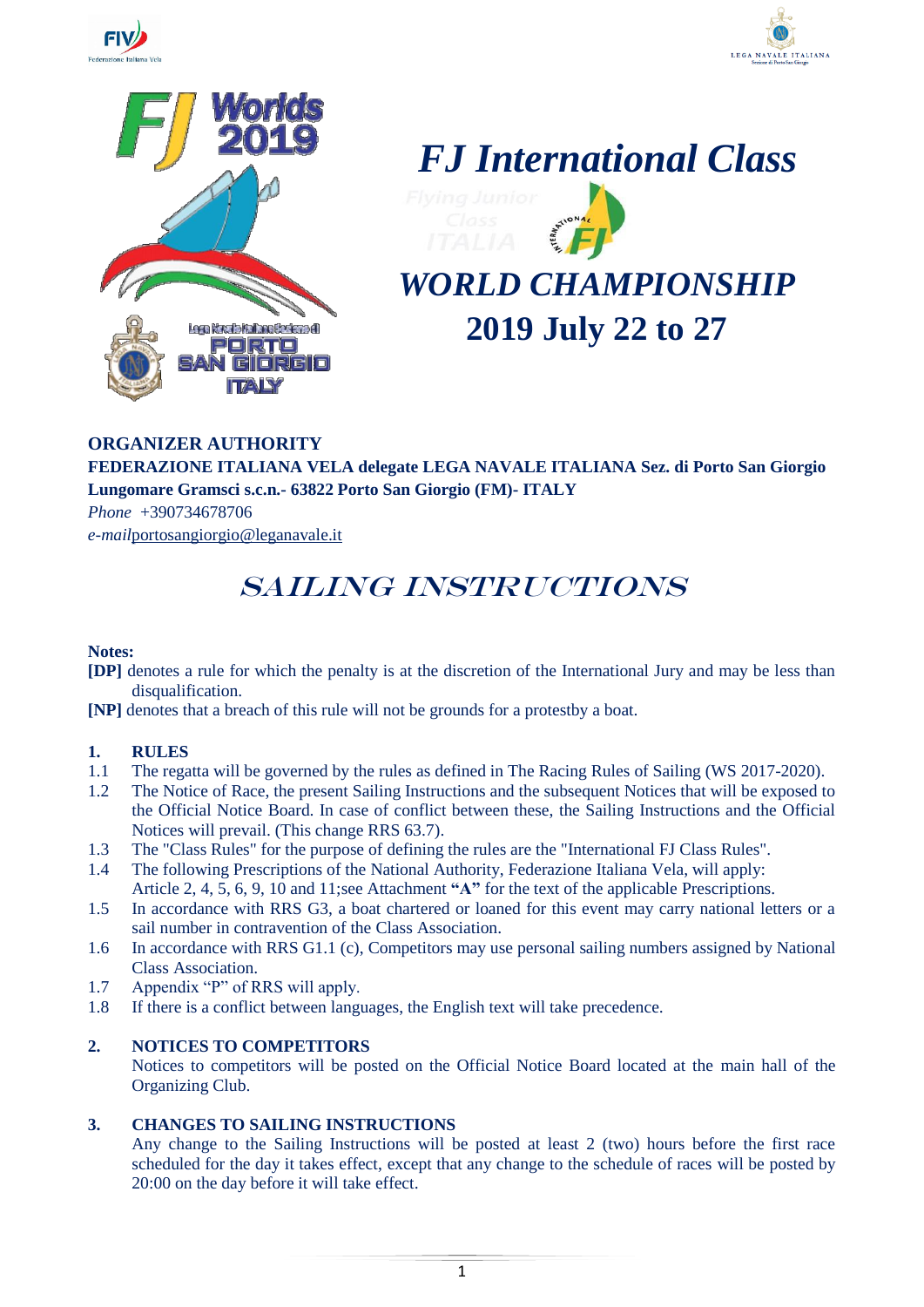# FJ International Class

## WORLD CHAMPIONSHIP

## 2019 July 22 to 27

**ORGANIZER AUTHORITY**
**FEDERAZIONE ITALIANA VELA delegate LEGA NAVALE ITALIANA Sez. di Porto San Giorgio**
**Lungomare Gramsci s.c.n.- 63822 Porto San Giorgio (FM)- ITALY**
*Phone* +390734678706
*e-mail*portosangiorgio@leganavale.it

# SAILING INSTRUCTIONS

**Notes:**

**[DP]** denotes a rule for which the penalty is at the discretion of the International Jury and may be less than disqualification.

**[NP]** denotes that a breach of this rule will not be grounds for a protestby a boat.

## 1. RULES

1.1 The regatta will be governed by the rules as defined in The Racing Rules of Sailing (WS 2017-2020).

1.2 The Notice of Race, the present Sailing Instructions and the subsequent Notices that will be exposed to the Official Notice Board. In case of conflict between these, the Sailing Instructions and the Official Notices will prevail. (This change RRS 63.7).

1.3 The "Class Rules" for the purpose of defining the rules are the "International FJ Class Rules".

1.4 The following Prescriptions of the National Authority, Federazione Italiana Vela, will apply: Article 2, 4, 5, 6, 9, 10 and 11;see Attachment **"A"** for the text of the applicable Prescriptions.

1.5 In accordance with RRS G3, a boat chartered or loaned for this event may carry national letters or a sail number in contravention of the Class Association.

1.6 In accordance with RRS G1.1 (c), Competitors may use personal sailing numbers assigned by National Class Association.

1.7 Appendix "P" of RRS will apply.

1.8 If there is a conflict between languages, the English text will take precedence.

## 2. NOTICES TO COMPETITORS

Notices to competitors will be posted on the Official Notice Board located at the main hall of the Organizing Club.

## 3. CHANGES TO SAILING INSTRUCTIONS

Any change to the Sailing Instructions will be posted at least 2 (two) hours before the first race scheduled for the day it takes effect, except that any change to the schedule of races will be posted by 20:00 on the day before it will take effect.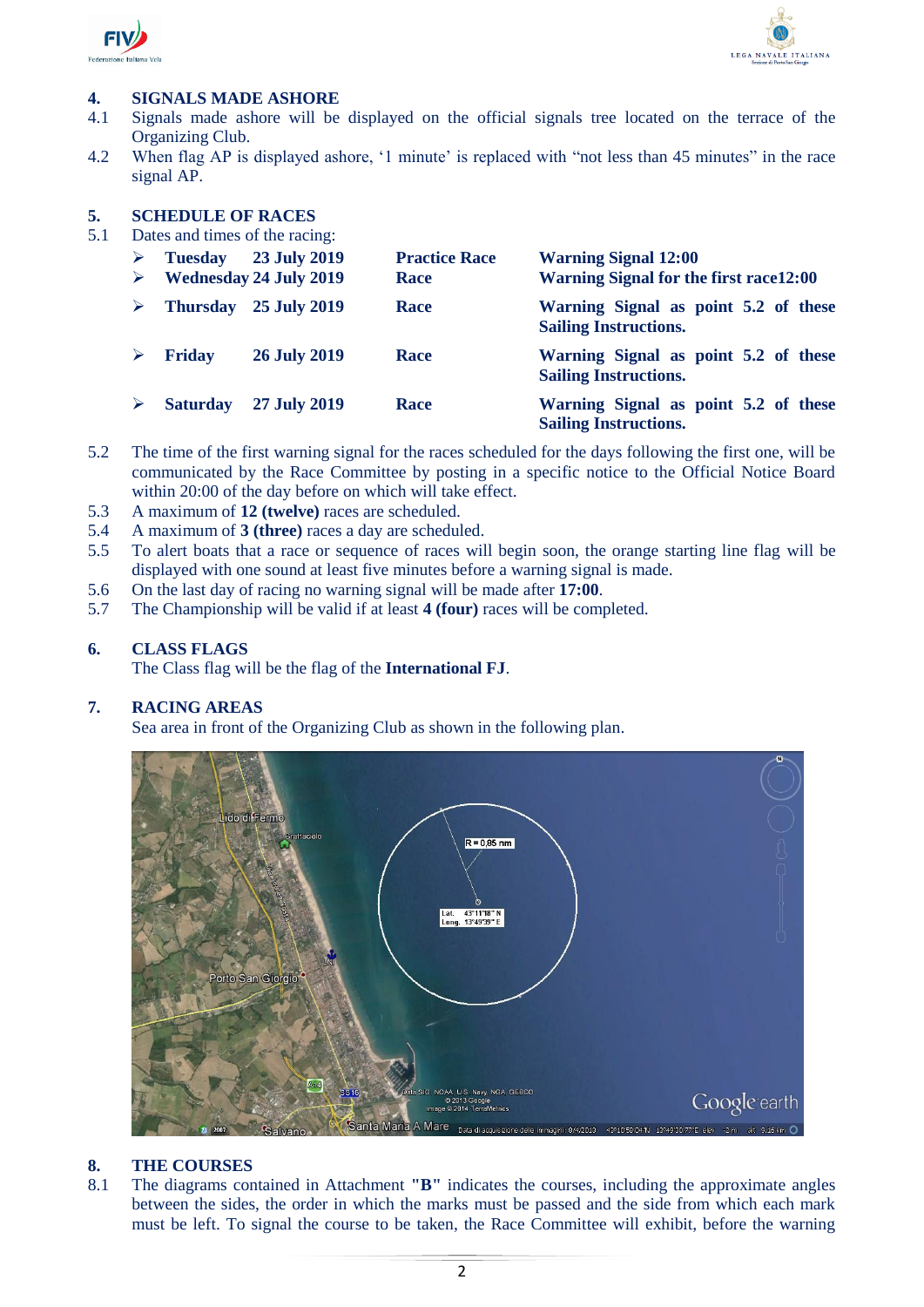## 4. SIGNALS MADE ASHORE

4.1 Signals made ashore will be displayed on the official signals tree located on the terrace of the Organizing Club.

4.2 When flag AP is displayed ashore, '1 minute' is replaced with "not less than 45 minutes" in the race signal AP.

## 5. SCHEDULE OF RACES

5.1 Dates and times of the racing:

| | Day | Date | Type | Warning Signal |
|---|---|---|---|---|
| ➢ | **Tuesday** | **23 July 2019** | **Practice Race** | **Warning Signal 12:00** |
| ➢ | **Wednesday** | **24 July 2019** | **Race** | **Warning Signal for the first race12:00** |
| ➢ | **Thursday** | **25 July 2019** | **Race** | **Warning Signal as point 5.2 of these Sailing Instructions.** |
| ➢ | **Friday** | **26 July 2019** | **Race** | **Warning Signal as point 5.2 of these Sailing Instructions.** |
| ➢ | **Saturday** | **27 July 2019** | **Race** | **Warning Signal as point 5.2 of these Sailing Instructions.** |

5.2 The time of the first warning signal for the races scheduled for the days following the first one, will be communicated by the Race Committee by posting in a specific notice to the Official Notice Board within 20:00 of the day before on which will take effect.

5.3 A maximum of **12 (twelve)** races are scheduled.

5.4 A maximum of **3 (three)** races a day are scheduled.

5.5 To alert boats that a race or sequence of races will begin soon, the orange starting line flag will be displayed with one sound at least five minutes before a warning signal is made.

5.6 On the last day of racing no warning signal will be made after **17:00**.

5.7 The Championship will be valid if at least **4 (four)** races will be completed.

## 6. CLASS FLAGS

The Class flag will be the flag of the **International FJ**.

## 7. RACING AREAS

Sea area in front of the Organizing Club as shown in the following plan.

## 8. THE COURSES

8.1 The diagrams contained in Attachment **"B"** indicates the courses, including the approximate angles between the sides, the order in which the marks must be passed and the side from which each mark must be left. To signal the course to be taken, the Race Committee will exhibit, before the warning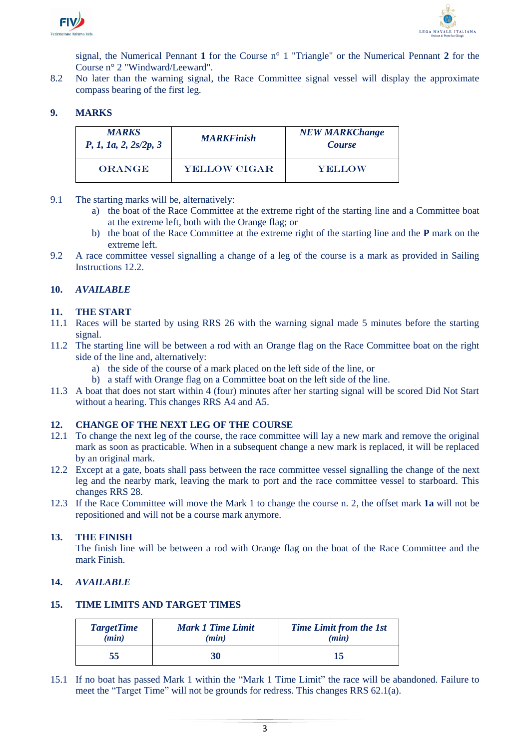signal, the Numerical Pennant **1** for the Course n° 1 "Triangle" or the Numerical Pennant **2** for the Course n° 2 "Windward/Leeward".

8.2 No later than the warning signal, the Race Committee signal vessel will display the approximate compass bearing of the first leg.

## 9. MARKS

| *MARKS P, 1, 1a, 2, 2s/2p, 3* | *MARKFinish* | *NEW MARKChange Course* |
|---|---|---|
| ORANGE | YELLOW CIGAR | YELLOW |

9.1 The starting marks will be, alternatively:

a) the boat of the Race Committee at the extreme right of the starting line and a Committee boat at the extreme left, both with the Orange flag; or

b) the boat of the Race Committee at the extreme right of the starting line and the **P** mark on the extreme left.

9.2 A race committee vessel signalling a change of a leg of the course is a mark as provided in Sailing Instructions 12.2.

## 10. *AVAILABLE*

## 11. THE START

11.1 Races will be started by using RRS 26 with the warning signal made 5 minutes before the starting signal.

11.2 The starting line will be between a rod with an Orange flag on the Race Committee boat on the right side of the line and, alternatively:

a) the side of the course of a mark placed on the left side of the line, or

b) a staff with Orange flag on a Committee boat on the left side of the line.

11.3 A boat that does not start within 4 (four) minutes after her starting signal will be scored Did Not Start without a hearing. This changes RRS A4 and A5.

## 12. CHANGE OF THE NEXT LEG OF THE COURSE

12.1 To change the next leg of the course, the race committee will lay a new mark and remove the original mark as soon as practicable. When in a subsequent change a new mark is replaced, it will be replaced by an original mark.

12.2 Except at a gate, boats shall pass between the race committee vessel signalling the change of the next leg and the nearby mark, leaving the mark to port and the race committee vessel to starboard. This changes RRS 28.

12.3 If the Race Committee will move the Mark 1 to change the course n. 2, the offset mark **1a** will not be repositioned and will not be a course mark anymore.

## 13. THE FINISH

The finish line will be between a rod with Orange flag on the boat of the Race Committee and the mark Finish.

## 14. *AVAILABLE*

## 15. TIME LIMITS AND TARGET TIMES

| *TargetTime (min)* | *Mark 1 Time Limit (min)* | *Time Limit from the 1st (min)* |
|---|---|---|
| **55** | **30** | **15** |

15.1 If no boat has passed Mark 1 within the "Mark 1 Time Limit" the race will be abandoned. Failure to meet the "Target Time" will not be grounds for redress. This changes RRS 62.1(a).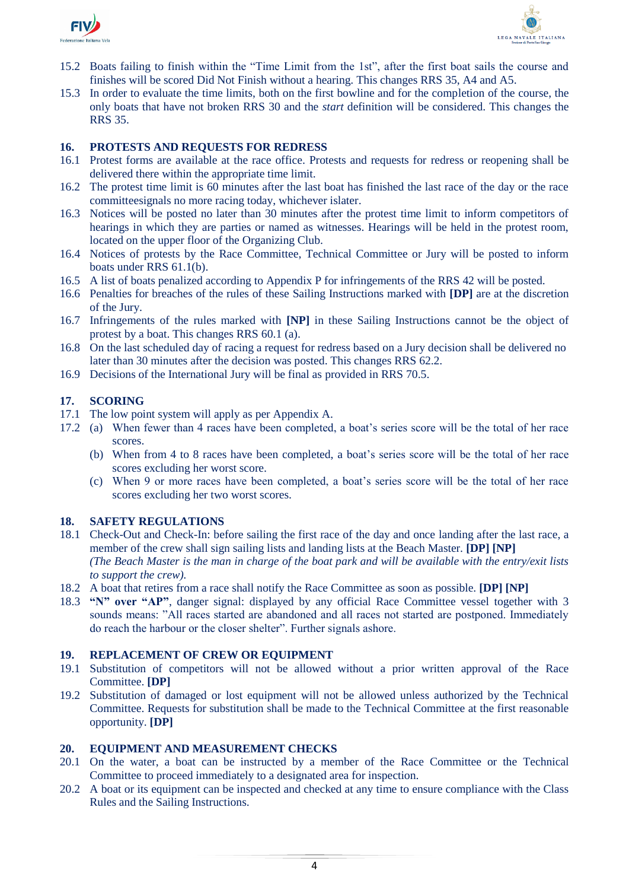15.2 Boats failing to finish within the "Time Limit from the 1st", after the first boat sails the course and finishes will be scored Did Not Finish without a hearing. This changes RRS 35, A4 and A5.

15.3 In order to evaluate the time limits, both on the first bowline and for the completion of the course, the only boats that have not broken RRS 30 and the *start* definition will be considered. This changes the RRS 35.

## 16. PROTESTS AND REQUESTS FOR REDRESS

16.1 Protest forms are available at the race office. Protests and requests for redress or reopening shall be delivered there within the appropriate time limit.

16.2 The protest time limit is 60 minutes after the last boat has finished the last race of the day or the race committeesignals no more racing today, whichever islater.

16.3 Notices will be posted no later than 30 minutes after the protest time limit to inform competitors of hearings in which they are parties or named as witnesses. Hearings will be held in the protest room, located on the upper floor of the Organizing Club.

16.4 Notices of protests by the Race Committee, Technical Committee or Jury will be posted to inform boats under RRS 61.1(b).

16.5 A list of boats penalized according to Appendix P for infringements of the RRS 42 will be posted.

16.6 Penalties for breaches of the rules of these Sailing Instructions marked with **[DP]** are at the discretion of the Jury.

16.7 Infringements of the rules marked with **[NP]** in these Sailing Instructions cannot be the object of protest by a boat. This changes RRS 60.1 (a).

16.8 On the last scheduled day of racing a request for redress based on a Jury decision shall be delivered no later than 30 minutes after the decision was posted. This changes RRS 62.2.

16.9 Decisions of the International Jury will be final as provided in RRS 70.5.

## 17. SCORING

17.1 The low point system will apply as per Appendix A.

17.2 (a) When fewer than 4 races have been completed, a boat's series score will be the total of her race scores.

(b) When from 4 to 8 races have been completed, a boat's series score will be the total of her race scores excluding her worst score.

(c) When 9 or more races have been completed, a boat's series score will be the total of her race scores excluding her two worst scores.

## 18. SAFETY REGULATIONS

18.1 Check-Out and Check-In: before sailing the first race of the day and once landing after the last race, a member of the crew shall sign sailing lists and landing lists at the Beach Master. **[DP] [NP]**
*(The Beach Master is the man in charge of the boat park and will be available with the entry/exit lists to support the crew).*

18.2 A boat that retires from a race shall notify the Race Committee as soon as possible. **[DP] [NP]**

18.3 **"N" over "AP"**, danger signal: displayed by any official Race Committee vessel together with 3 sounds means: "All races started are abandoned and all races not started are postponed. Immediately do reach the harbour or the closer shelter". Further signals ashore.

## 19. REPLACEMENT OF CREW OR EQUIPMENT

19.1 Substitution of competitors will not be allowed without a prior written approval of the Race Committee. **[DP]**

19.2 Substitution of damaged or lost equipment will not be allowed unless authorized by the Technical Committee. Requests for substitution shall be made to the Technical Committee at the first reasonable opportunity. **[DP]**

## 20. EQUIPMENT AND MEASUREMENT CHECKS

20.1 On the water, a boat can be instructed by a member of the Race Committee or the Technical Committee to proceed immediately to a designated area for inspection.

20.2 A boat or its equipment can be inspected and checked at any time to ensure compliance with the Class Rules and the Sailing Instructions.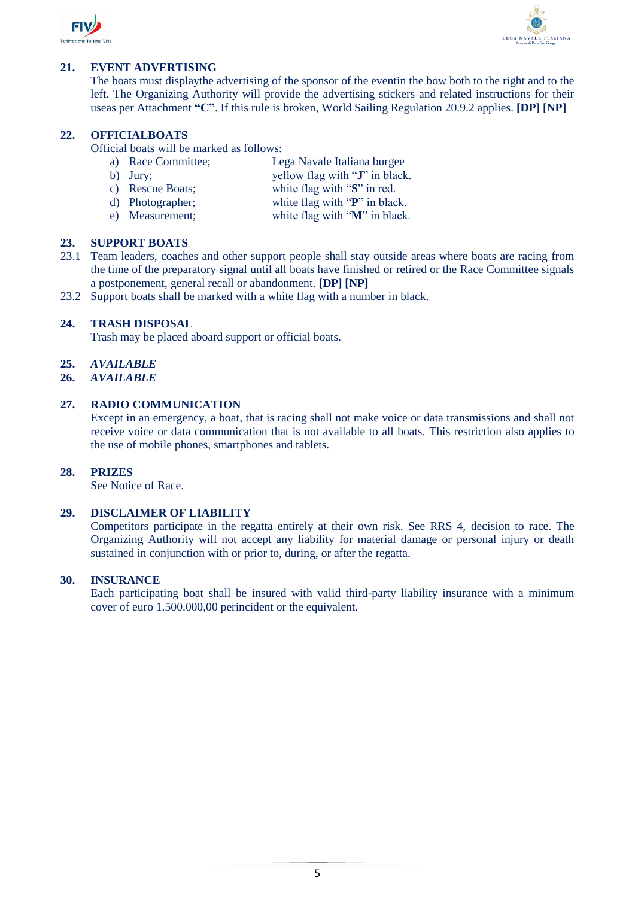## 21. EVENT ADVERTISING

The boats must displaythe advertising of the sponsor of the eventin the bow both to the right and to the left. The Organizing Authority will provide the advertising stickers and related instructions for their useas per Attachment **"C"**. If this rule is broken, World Sailing Regulation 20.9.2 applies. **[DP] [NP]**

## 22. OFFICIALBOATS

Official boats will be marked as follows:

a) Race Committee; Lega Navale Italiana burgee
b) Jury; yellow flag with "**J**" in black.
c) Rescue Boats; white flag with "**S**" in red.
d) Photographer; white flag with "**P**" in black.
e) Measurement; white flag with "**M**" in black.

## 23. SUPPORT BOATS

23.1 Team leaders, coaches and other support people shall stay outside areas where boats are racing from the time of the preparatory signal until all boats have finished or retired or the Race Committee signals a postponement, general recall or abandonment. **[DP] [NP]**

23.2 Support boats shall be marked with a white flag with a number in black.

## 24. TRASH DISPOSAL

Trash may be placed aboard support or official boats.

## 25. *AVAILABLE*

## 26. *AVAILABLE*

## 27. RADIO COMMUNICATION

Except in an emergency, a boat, that is racing shall not make voice or data transmissions and shall not receive voice or data communication that is not available to all boats. This restriction also applies to the use of mobile phones, smartphones and tablets.

## 28. PRIZES

See Notice of Race.

## 29. DISCLAIMER OF LIABILITY

Competitors participate in the regatta entirely at their own risk. See RRS 4, decision to race. The Organizing Authority will not accept any liability for material damage or personal injury or death sustained in conjunction with or prior to, during, or after the regatta.

## 30. INSURANCE

Each participating boat shall be insured with valid third-party liability insurance with a minimum cover of euro 1.500.000,00 perincident or the equivalent.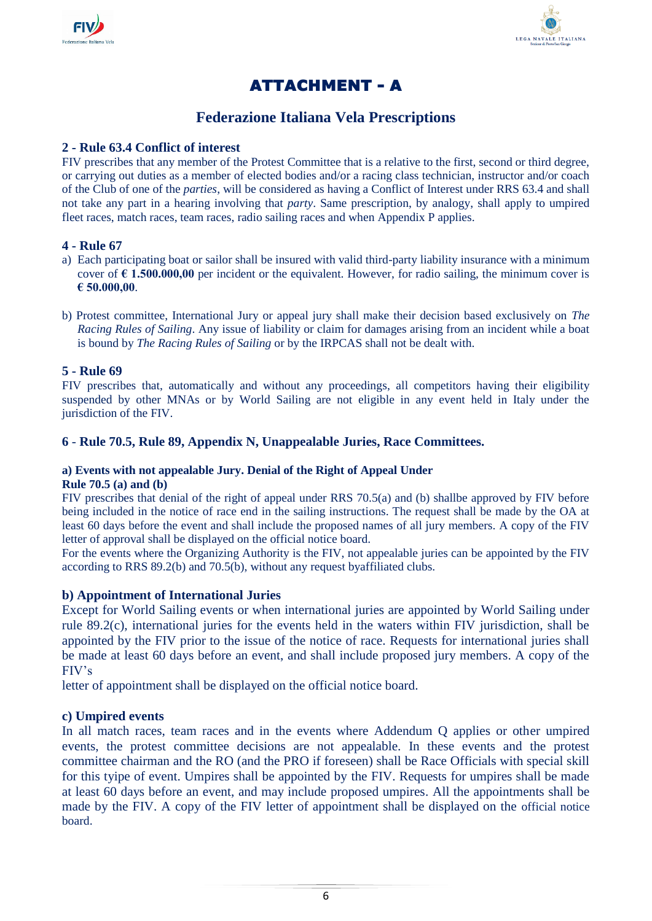# ATTACHMENT - A

## Federazione Italiana Vela Prescriptions

### 2 - Rule 63.4 Conflict of interest

FIV prescribes that any member of the Protest Committee that is a relative to the first, second or third degree, or carrying out duties as a member of elected bodies and/or a racing class technician, instructor and/or coach of the Club of one of the *parties*, will be considered as having a Conflict of Interest under RRS 63.4 and shall not take any part in a hearing involving that *party*. Same prescription, by analogy, shall apply to umpired fleet races, match races, team races, radio sailing races and when Appendix P applies.

### 4 - Rule 67

a) Each participating boat or sailor shall be insured with valid third-party liability insurance with a minimum cover of **€ 1.500.000,00** per incident or the equivalent. However, for radio sailing, the minimum cover is **€ 50.000,00**.

b) Protest committee, International Jury or appeal jury shall make their decision based exclusively on *The Racing Rules of Sailing*. Any issue of liability or claim for damages arising from an incident while a boat is bound by *The Racing Rules of Sailing* or by the IRPCAS shall not be dealt with.

### 5 - Rule 69

FIV prescribes that, automatically and without any proceedings, all competitors having their eligibility suspended by other MNAs or by World Sailing are not eligible in any event held in Italy under the jurisdiction of the FIV.

### 6 - Rule 70.5, Rule 89, Appendix N, Unappealable Juries, Race Committees.

#### a) Events with not appealable Jury. Denial of the Right of Appeal Under Rule 70.5 (a) and (b)

FIV prescribes that denial of the right of appeal under RRS 70.5(a) and (b) shallbe approved by FIV before being included in the notice of race end in the sailing instructions. The request shall be made by the OA at least 60 days before the event and shall include the proposed names of all jury members. A copy of the FIV letter of approval shall be displayed on the official notice board.

For the events where the Organizing Authority is the FIV, not appealable juries can be appointed by the FIV according to RRS 89.2(b) and 70.5(b), without any request byaffiliated clubs.

#### b) Appointment of International Juries

Except for World Sailing events or when international juries are appointed by World Sailing under rule 89.2(c), international juries for the events held in the waters within FIV jurisdiction, shall be appointed by the FIV prior to the issue of the notice of race. Requests for international juries shall be made at least 60 days before an event, and shall include proposed jury members. A copy of the FIV's letter of appointment shall be displayed on the official notice board.

#### c) Umpired events

In all match races, team races and in the events where Addendum Q applies or other umpired events, the protest committee decisions are not appealable. In these events and the protest committee chairman and the RO (and the PRO if foreseen) shall be Race Officials with special skill for this tyipe of event. Umpires shall be appointed by the FIV. Requests for umpires shall be made at least 60 days before an event, and may include proposed umpires. All the appointments shall be made by the FIV. A copy of the FIV letter of appointment shall be displayed on the official notice board.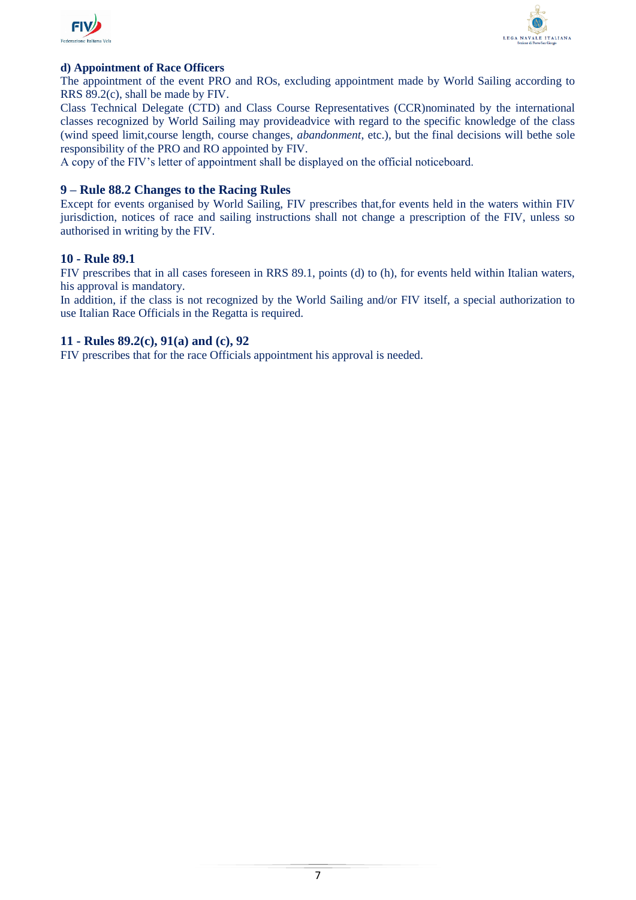**d) Appointment of Race Officers**

The appointment of the event PRO and ROs, excluding appointment made by World Sailing according to RRS 89.2(c), shall be made by FIV.

Class Technical Delegate (CTD) and Class Course Representatives (CCR)nominated by the international classes recognized by World Sailing may provideadvice with regard to the specific knowledge of the class (wind speed limit,course length, course changes, *abandonment*, etc.), but the final decisions will bethe sole responsibility of the PRO and RO appointed by FIV.

A copy of the FIV's letter of appointment shall be displayed on the official noticeboard.

## 9 – Rule 88.2 Changes to the Racing Rules

Except for events organised by World Sailing, FIV prescribes that,for events held in the waters within FIV jurisdiction, notices of race and sailing instructions shall not change a prescription of the FIV, unless so authorised in writing by the FIV.

## 10 - Rule 89.1

FIV prescribes that in all cases foreseen in RRS 89.1, points (d) to (h), for events held within Italian waters, his approval is mandatory.

In addition, if the class is not recognized by the World Sailing and/or FIV itself, a special authorization to use Italian Race Officials in the Regatta is required.

## 11 - Rules 89.2(c), 91(a) and (c), 92

FIV prescribes that for the race Officials appointment his approval is needed.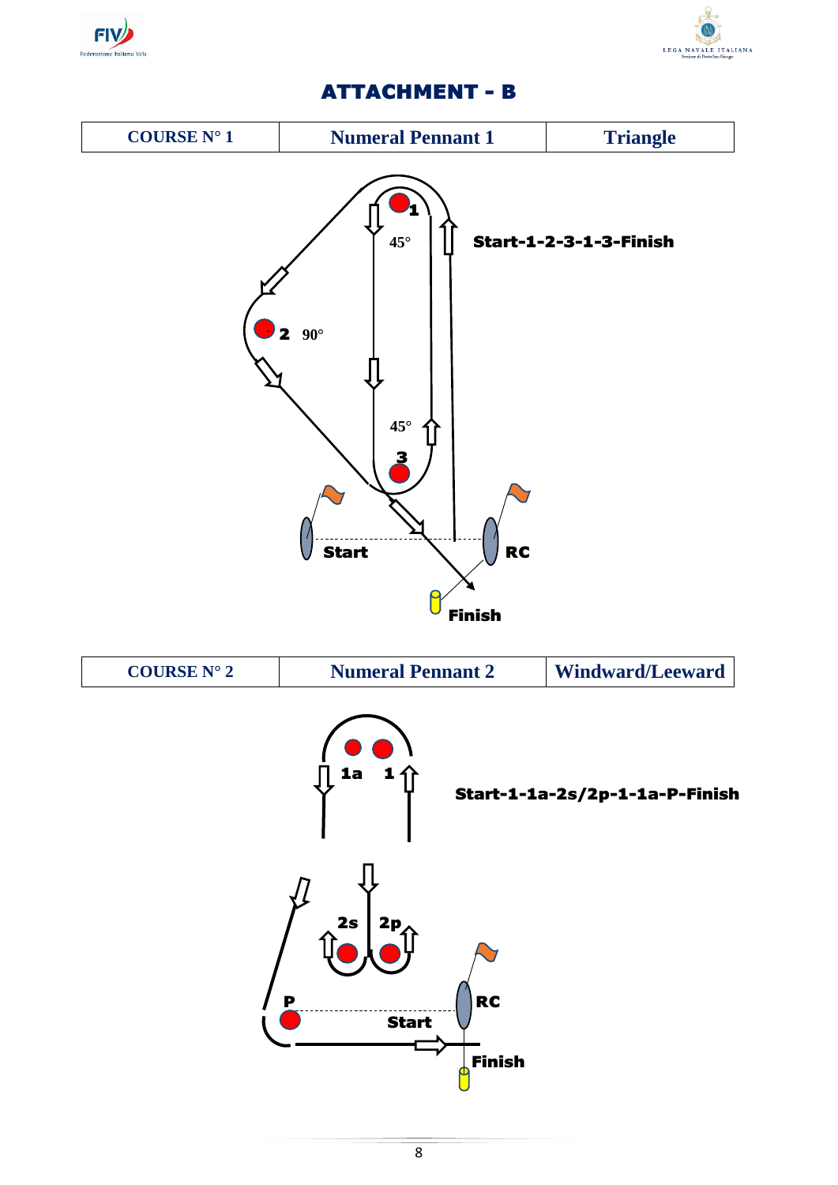# ATTACHMENT - B

| COURSE N° 1 | Numeral Pennant 1 | Triangle |
|---|---|---|

Start-1-2-3-1-3-Finish

| COURSE N° 2 | Numeral Pennant 2 | Windward/Leeward |
|---|---|---|

Start-1-1a-2s/2p-1-1a-P-Finish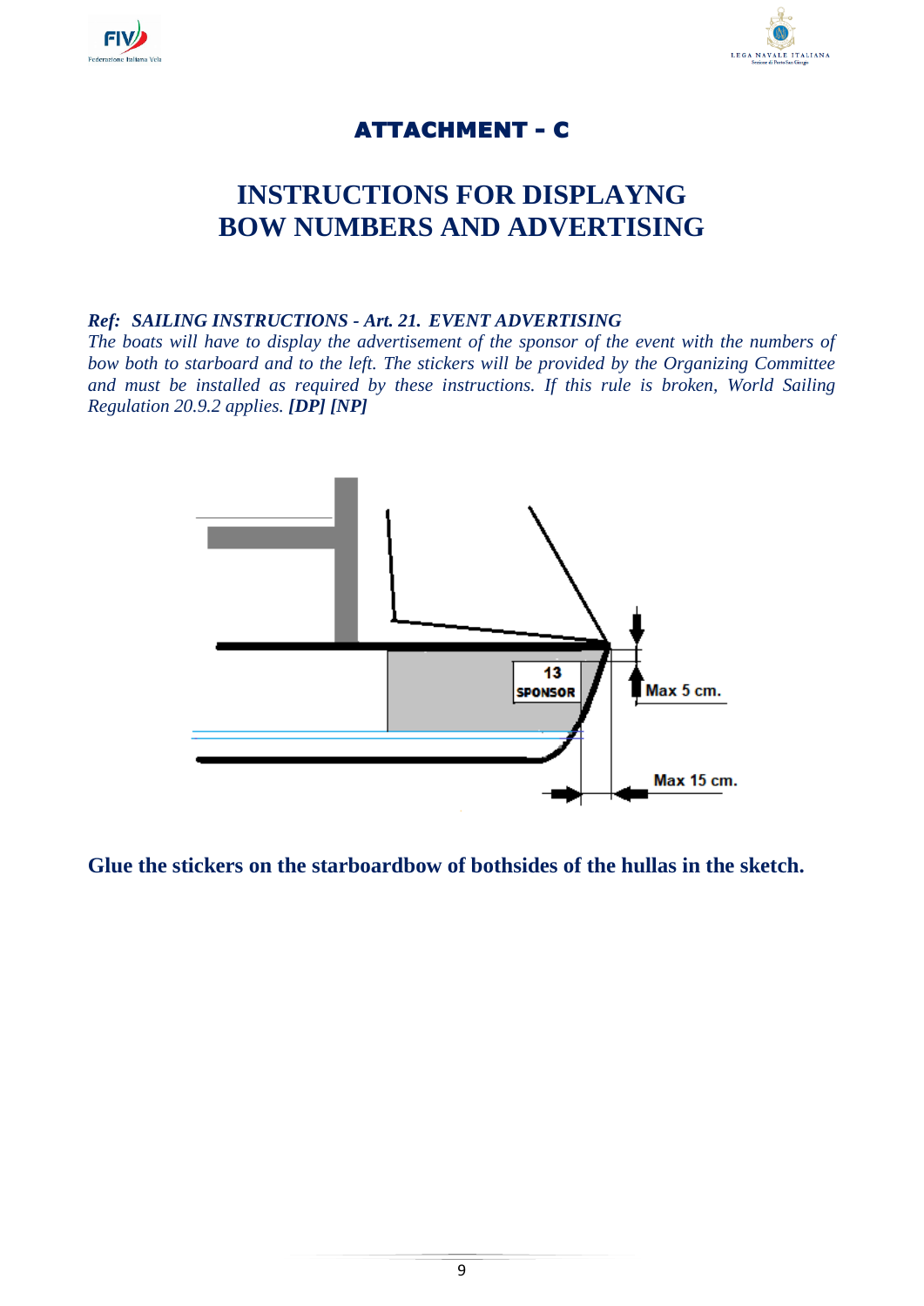# ATTACHMENT - C

## INSTRUCTIONS FOR DISPLAYNG BOW NUMBERS AND ADVERTISING

***Ref: SAILING INSTRUCTIONS - Art. 21. EVENT ADVERTISING***
*The boats will have to display the advertisement of the sponsor of the event with the numbers of bow both to starboard and to the left. The stickers will be provided by the Organizing Committee and must be installed as required by these instructions. If this rule is broken, World Sailing Regulation 20.9.2 applies.* ***[DP] [NP]***

13
SPONSOR
Max 5 cm.
Max 15 cm.

**Glue the stickers on the starboardbow of bothsides of the hullas in the sketch.**